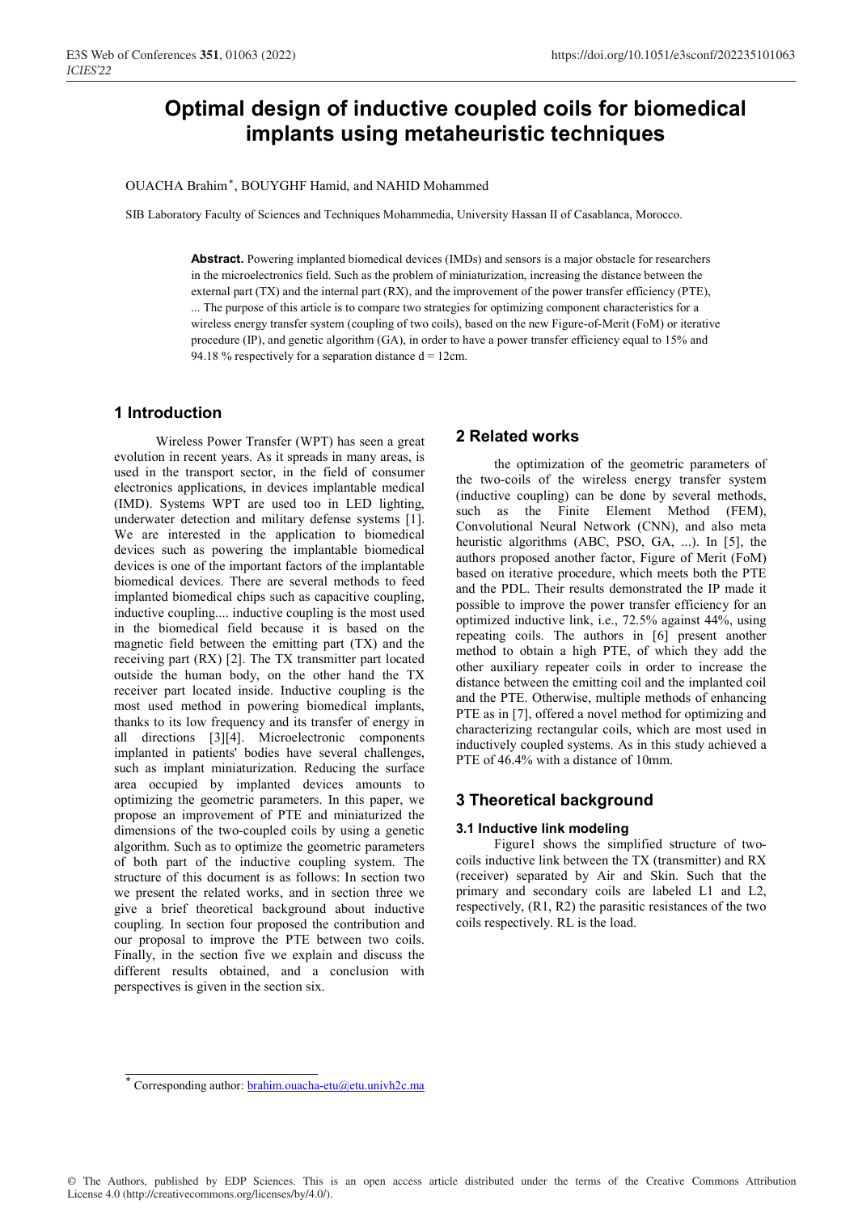# Optimal design of inductive coupled coils for biomedical implants using metaheuristic techniques

OUACHA Brahim*, BOUYGHF Hamid, and NAHID Mohammed

SIB Laboratory Faculty of Sciences and Techniques Mohammedia, University Hassan II of Casablanca, Morocco.

**Abstract.** Powering implanted biomedical devices (IMDs) and sensors is a major obstacle for researchers in the microelectronics field. Such as the problem of miniaturization, increasing the distance between the external part (TX) and the internal part (RX), and the improvement of the power transfer efficiency (PTE), ... The purpose of this article is to compare two strategies for optimizing component characteristics for a wireless energy transfer system (coupling of two coils), based on the new Figure-of-Merit (FoM) or iterative procedure (IP), and genetic algorithm (GA), in order to have a power transfer efficiency equal to 15% and 94.18 % respectively for a separation distance d = 12cm.

## 1 Introduction

Wireless Power Transfer (WPT) has seen a great evolution in recent years. As it spreads in many areas, is used in the transport sector, in the field of consumer electronics applications, in devices implantable medical (IMD). Systems WPT are used too in LED lighting, underwater detection and military defense systems [1]. We are interested in the application to biomedical devices such as powering the implantable biomedical devices is one of the important factors of the implantable biomedical devices. There are several methods to feed implanted biomedical chips such as capacitive coupling, inductive coupling.... inductive coupling is the most used in the biomedical field because it is based on the magnetic field between the emitting part (TX) and the receiving part (RX) [2]. The TX transmitter part located outside the human body, on the other hand the TX receiver part located inside. Inductive coupling is the most used method in powering biomedical implants, thanks to its low frequency and its transfer of energy in all directions [3][4]. Microelectronic components implanted in patients' bodies have several challenges, such as implant miniaturization. Reducing the surface area occupied by implanted devices amounts to optimizing the geometric parameters. In this paper, we propose an improvement of PTE and miniaturized the dimensions of the two-coupled coils by using a genetic algorithm. Such as to optimize the geometric parameters of both part of the inductive coupling system. The structure of this document is as follows: In section two we present the related works, and in section three we give a brief theoretical background about inductive coupling. In section four proposed the contribution and our proposal to improve the PTE between two coils. Finally, in the section five we explain and discuss the different results obtained, and a conclusion with perspectives is given in the section six.

## 2 Related works

the optimization of the geometric parameters of the two-coils of the wireless energy transfer system (inductive coupling) can be done by several methods, such as the Finite Element Method (FEM), Convolutional Neural Network (CNN), and also meta heuristic algorithms (ABC, PSO, GA, ...). In [5], the authors proposed another factor, Figure of Merit (FoM) based on iterative procedure, which meets both the PTE and the PDL. Their results demonstrated the IP made it possible to improve the power transfer efficiency for an optimized inductive link, i.e., 72.5% against 44%, using repeating coils. The authors in [6] present another method to obtain a high PTE, of which they add the other auxiliary repeater coils in order to increase the distance between the emitting coil and the implanted coil and the PTE. Otherwise, multiple methods of enhancing PTE as in [7], offered a novel method for optimizing and characterizing rectangular coils, which are most used in inductively coupled systems. As in this study achieved a PTE of 46.4% with a distance of 10mm.

## 3 Theoretical background

### 3.1 Inductive link modeling

Figure1 shows the simplified structure of two-coils inductive link between the TX (transmitter) and RX (receiver) separated by Air and Skin. Such that the primary and secondary coils are labeled L1 and L2, respectively, (R1, R2) the parasitic resistances of the two coils respectively. RL is the load.

* Corresponding author: brahim.ouacha-etu@etu.univh2c.ma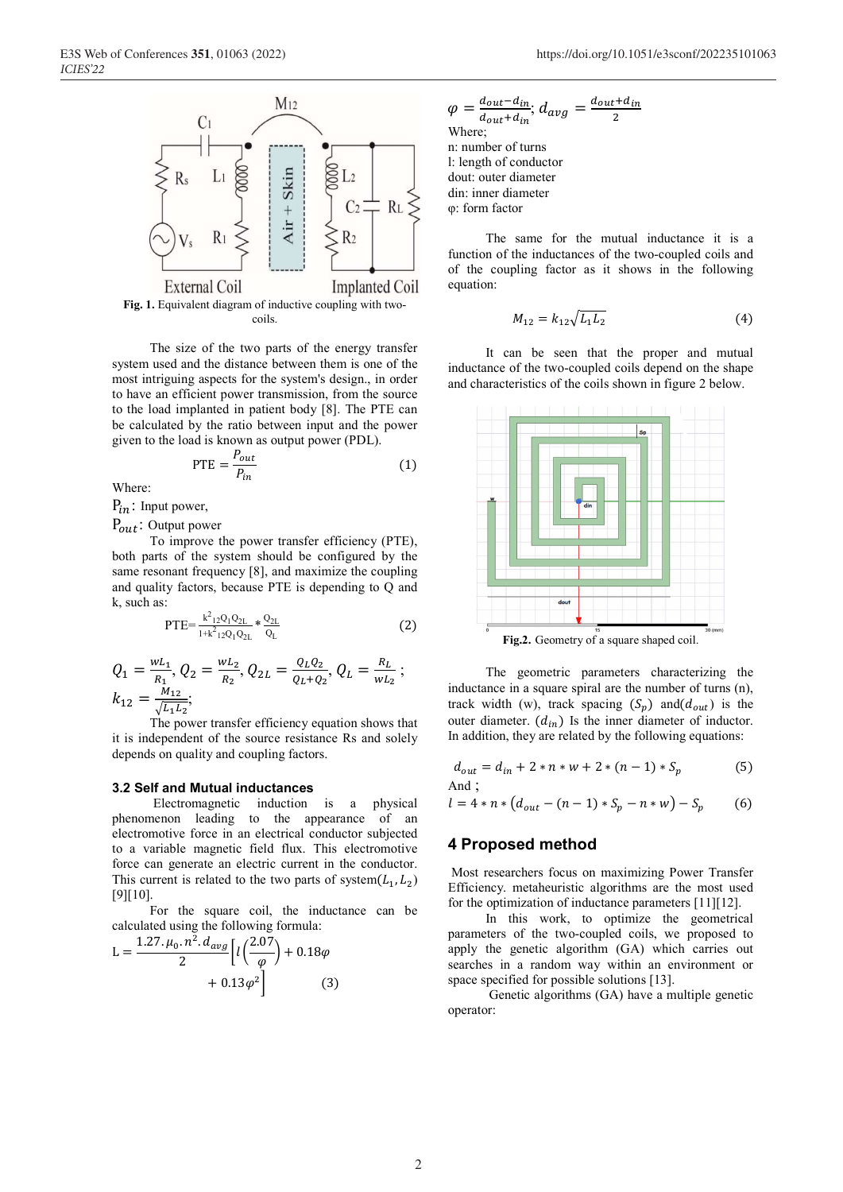**Fig. 1.** Equivalent diagram of inductive coupling with two-coils.

The size of the two parts of the energy transfer system used and the distance between them is one of the most intriguing aspects for the system's design., in order to have an efficient power transmission, from the source to the load implanted in patient body [8]. The PTE can be calculated by the ratio between input and the power given to the load is known as output power (PDL).

$$\text{PTE} = \frac{P_{out}}{P_{in}} \tag{1}$$

Where:

$P_{in}$: Input power,

$P_{out}$: Output power

To improve the power transfer efficiency (PTE), both parts of the system should be configured by the same resonant frequency [8], and maximize the coupling and quality factors, because PTE is depending to Q and k, such as:

$$\text{PTE} = \frac{k^2_{12}Q_1Q_{2L}}{1+k^2_{12}Q_1Q_{2L}} * \frac{Q_{2L}}{Q_L} \tag{2}$$

$Q_1 = \frac{wL_1}{R_1}$, $Q_2 = \frac{wL_2}{R_2}$, $Q_{2L} = \frac{Q_L Q_2}{Q_L + Q_2}$, $Q_L = \frac{R_L}{wL_2}$ ;
$k_{12} = \frac{M_{12}}{\sqrt{L_1 L_2}}$;

The power transfer efficiency equation shows that it is independent of the source resistance Rs and solely depends on quality and coupling factors.

### 3.2 Self and Mutual inductances

Electromagnetic induction is a physical phenomenon leading to the appearance of an electromotive force in an electrical conductor subjected to a variable magnetic field flux. This electromotive force can generate an electric current in the conductor. This current is related to the two parts of system($L_1, L_2$) [9][10].

For the square coil, the inductance can be calculated using the following formula:

$$\text{L} = \frac{1.27.\mu_0.n^2.d_{avg}}{2}\left[l\left(\frac{2.07}{\varphi}\right) + 0.18\varphi + 0.13\varphi^2\right] \tag{3}$$

$\varphi = \frac{d_{out} - d_{in}}{d_{out} + d_{in}}$; $d_{avg} = \frac{d_{out} + d_{in}}{2}$

Where;

n: number of turns

l: length of conductor

dout: outer diameter

din: inner diameter

φ: form factor

The same for the mutual inductance it is a function of the inductances of the two-coupled coils and of the coupling factor as it shows in the following equation:

$$M_{12} = k_{12}\sqrt{L_1 L_2} \tag{4}$$

It can be seen that the proper and mutual inductance of the two-coupled coils depend on the shape and characteristics of the coils shown in figure 2 below.

**Fig.2.** Geometry of a square shaped coil.

The geometric parameters characterizing the inductance in a square spiral are the number of turns (n), track width (w), track spacing ($S_p$) and($d_{out}$) is the outer diameter. ($d_{in}$) Is the inner diameter of inductor. In addition, they are related by the following equations:

$$d_{out} = d_{in} + 2 * n * w + 2 * (n - 1) * S_p \tag{5}$$

And ;

$$l = 4 * n * \left(d_{out} - (n - 1) * S_p - n * w\right) - S_p \tag{6}$$

## 4 Proposed method

Most researchers focus on maximizing Power Transfer Efficiency. metaheuristic algorithms are the most used for the optimization of inductance parameters [11][12].

In this work, to optimize the geometrical parameters of the two-coupled coils, we proposed to apply the genetic algorithm (GA) which carries out searches in a random way within an environment or space specified for possible solutions [13].

Genetic algorithms (GA) have a multiple genetic operator: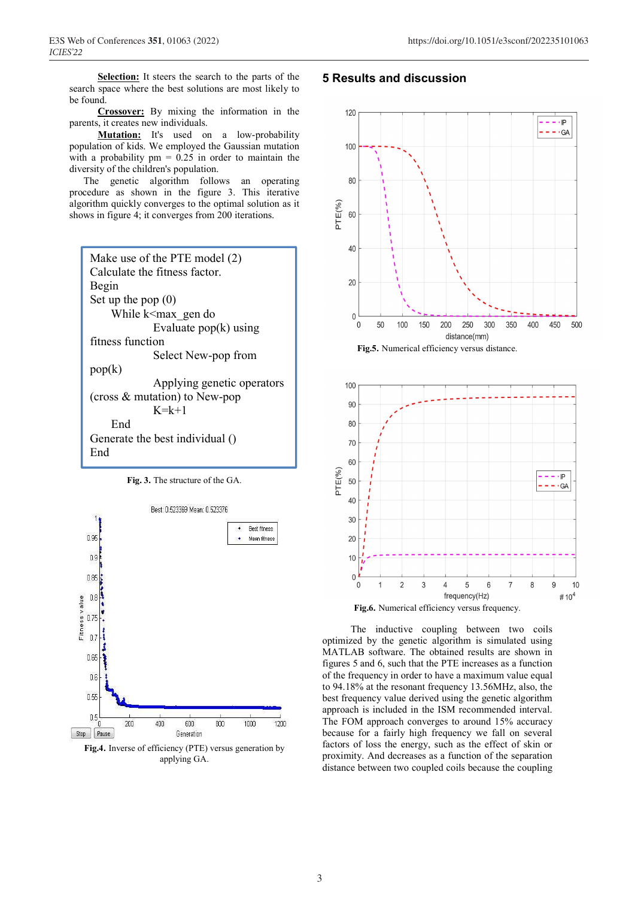**Selection:** It steers the search to the parts of the search space where the best solutions are most likely to be found.

**Crossover:** By mixing the information in the parents, it creates new individuals.

**Mutation:** It's used on a low-probability population of kids. We employed the Gaussian mutation with a probability pm = 0.25 in order to maintain the diversity of the children's population.

The genetic algorithm follows an operating procedure as shown in the figure 3. This iterative algorithm quickly converges to the optimal solution as it shows in figure 4; it converges from 200 iterations.

```
Make use of the PTE model (2)
Calculate the fitness factor.
Begin
Set up the pop (0)
    While k<max_gen do
        Evaluate pop(k) using
fitness function
        Select New-pop from
pop(k)
        Applying genetic operators
(cross & mutation) to New-pop
        K=k+1
    End
Generate the best individual ()
End
```

**Fig. 3.** The structure of the GA.

**Fig.4.** Inverse of efficiency (PTE) versus generation by applying GA.

## 5 Results and discussion

**Fig.5.** Numerical efficiency versus distance.

**Fig.6.** Numerical efficiency versus frequency.

The inductive coupling between two coils optimized by the genetic algorithm is simulated using MATLAB software. The obtained results are shown in figures 5 and 6, such that the PTE increases as a function of the frequency in order to have a maximum value equal to 94.18% at the resonant frequency 13.56MHz, also, the best frequency value derived using the genetic algorithm approach is included in the ISM recommended interval. The FOM approach converges to around 15% accuracy because for a fairly high frequency we fall on several factors of loss the energy, such as the effect of skin or proximity. And decreases as a function of the separation distance between two coupled coils because the coupling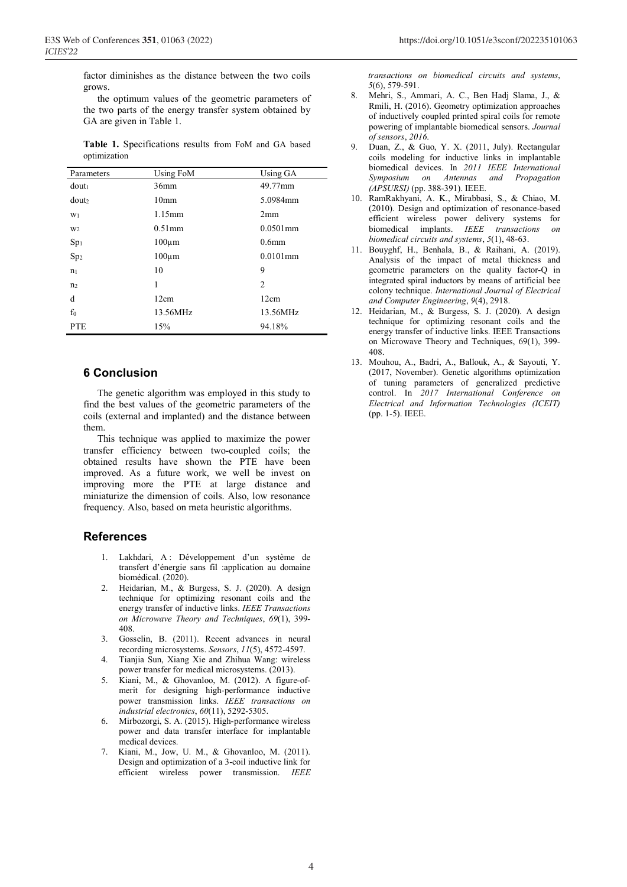factor diminishes as the distance between the two coils grows.

the optimum values of the geometric parameters of the two parts of the energy transfer system obtained by GA are given in Table 1.

**Table 1.** Specifications results from FoM and GA based optimization

| Parameters | Using FoM | Using GA |
|---|---|---|
| $dout_1$ | 36mm | 49.77mm |
| $dout_2$ | 10mm | 5.0984mm |
| $w_1$ | 1.15mm | 2mm |
| $w_2$ | 0.51mm | 0.0501mm |
| $Sp_1$ | 100µm | 0.6mm |
| $Sp_2$ | 100µm | 0.0101mm |
| $n_1$ | 10 | 9 |
| $n_2$ | 1 | 2 |
| d | 12cm | 12cm |
| $f_0$ | 13.56MHz | 13.56MHz |
| PTE | 15% | 94.18% |

## 6 Conclusion

The genetic algorithm was employed in this study to find the best values of the geometric parameters of the coils (external and implanted) and the distance between them.

This technique was applied to maximize the power transfer efficiency between two-coupled coils; the obtained results have shown the PTE have been improved. As a future work, we well be invest on improving more the PTE at large distance and miniaturize the dimension of coils. Also, low resonance frequency. Also, based on meta heuristic algorithms.

## References

1. Lakhdari, A : Développement d'un système de transfert d'énergie sans fil :application au domaine biomédical. (2020).
2. Heidarian, M., & Burgess, S. J. (2020). A design technique for optimizing resonant coils and the energy transfer of inductive links. *IEEE Transactions on Microwave Theory and Techniques*, *69*(1), 399-408.
3. Gosselin, B. (2011). Recent advances in neural recording microsystems. *Sensors*, *11*(5), 4572-4597.
4. Tianjia Sun, Xiang Xie and Zhihua Wang: wireless power transfer for medical microsystems. (2013).
5. Kiani, M., & Ghovanloo, M. (2012). A figure-of-merit for designing high-performance inductive power transmission links. *IEEE transactions on industrial electronics*, *60*(11), 5292-5305.
6. Mirbozorgi, S. A. (2015). High-performance wireless power and data transfer interface for implantable medical devices.
7. Kiani, M., Jow, U. M., & Ghovanloo, M. (2011). Design and optimization of a 3-coil inductive link for efficient wireless power transmission. *IEEE transactions on biomedical circuits and systems*, *5*(6), 579-591.
8. Mehri, S., Ammari, A. C., Ben Hadj Slama, J., & Rmili, H. (2016). Geometry optimization approaches of inductively coupled printed spiral coils for remote powering of implantable biomedical sensors. *Journal of sensors*, *2016*.
9. Duan, Z., & Guo, Y. X. (2011, July). Rectangular coils modeling for inductive links in implantable biomedical devices. In *2011 IEEE International Symposium on Antennas and Propagation (APSURSI)* (pp. 388-391). IEEE.
10. RamRakhyani, A. K., Mirabbasi, S., & Chiao, M. (2010). Design and optimization of resonance-based efficient wireless power delivery systems for biomedical implants. *IEEE transactions on biomedical circuits and systems*, *5*(1), 48-63.
11. Bouyghf, H., Benhala, B., & Raihani, A. (2019). Analysis of the impact of metal thickness and geometric parameters on the quality factor-Q in integrated spiral inductors by means of artificial bee colony technique. *International Journal of Electrical and Computer Engineering*, *9*(4), 2918.
12. Heidarian, M., & Burgess, S. J. (2020). A design technique for optimizing resonant coils and the energy transfer of inductive links. IEEE Transactions on Microwave Theory and Techniques, 69(1), 399-408.
13. Mouhou, A., Badri, A., Ballouk, A., & Sayouti, Y. (2017, November). Genetic algorithms optimization of tuning parameters of generalized predictive control. In *2017 International Conference on Electrical and Information Technologies (ICEIT)* (pp. 1-5). IEEE.